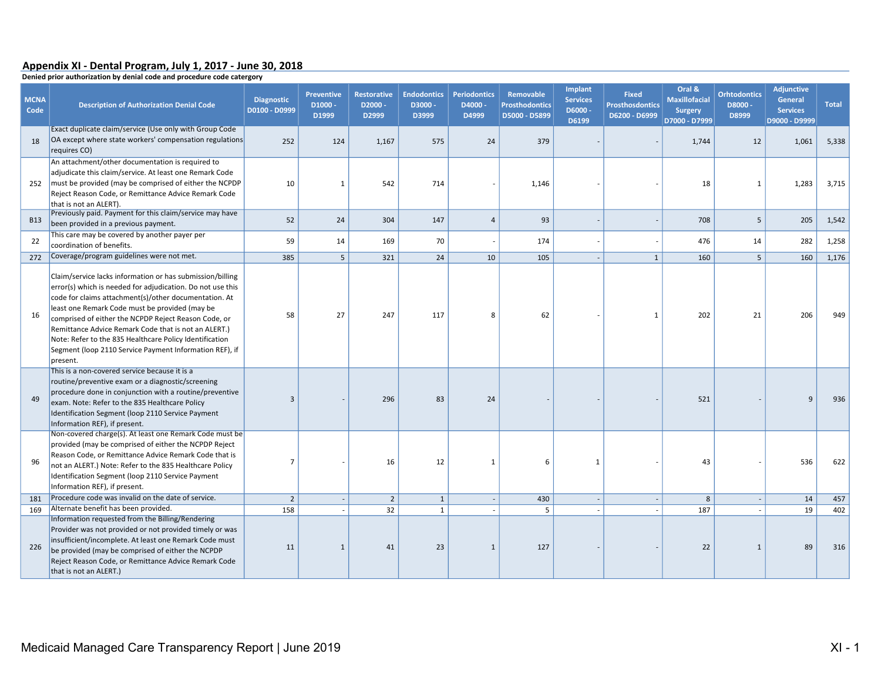## Appendix XI - Dental Program, July 1, 2017 - June 30, 2018

**Denied prior authorization by denial code and procedure code catergory**

| MCNA Code | Description of Authorization Denial Code | Diagnostic D0100 - D0999 | Preventive D1000 - D1999 | Restorative D2000 - D2999 | Endodontics D3000 - D3999 | Periodontics D4000 - D4999 | Removable Prosthodontics D5000 - D5899 | Implant Services D6000 - D6199 | Fixed Prosthosdontics D6200 - D6999 | Oral & Maxillofacial Surgery D7000 - D7999 | Orhtodontics D8000 - D8999 | Adjunctive General Services D9000 - D9999 | Total |
|---|---|---|---|---|---|---|---|---|---|---|---|---|---|
| 18 | Exact duplicate claim/service (Use only with Group Code OA except where state workers' compensation regulations requires CO) | 252 | 124 | 1,167 | 575 | 24 | 379 | - | - | 1,744 | 12 | 1,061 | 5,338 |
| 252 | An attachment/other documentation is required to adjudicate this claim/service. At least one Remark Code must be provided (may be comprised of either the NCPDP Reject Reason Code, or Remittance Advice Remark Code that is not an ALERT). | 10 | 1 | 542 | 714 | - | 1,146 | - | - | 18 | 1 | 1,283 | 3,715 |
| B13 | Previously paid. Payment for this claim/service may have been provided in a previous payment. | 52 | 24 | 304 | 147 | 4 | 93 | - | - | 708 | 5 | 205 | 1,542 |
| 22 | This care may be covered by another payer per coordination of benefits. | 59 | 14 | 169 | 70 | - | 174 | - | - | 476 | 14 | 282 | 1,258 |
| 272 | Coverage/program guidelines were not met. | 385 | 5 | 321 | 24 | 10 | 105 | - | 1 | 160 | 5 | 160 | 1,176 |
| 16 | Claim/service lacks information or has submission/billing error(s) which is needed for adjudication. Do not use this code for claims attachment(s)/other documentation. At least one Remark Code must be provided (may be comprised of either the NCPDP Reject Reason Code, or Remittance Advice Remark Code that is not an ALERT.) Note: Refer to the 835 Healthcare Policy Identification Segment (loop 2110 Service Payment Information REF), if present. | 58 | 27 | 247 | 117 | 8 | 62 | - | 1 | 202 | 21 | 206 | 949 |
| 49 | This is a non-covered service because it is a routine/preventive exam or a diagnostic/screening procedure done in conjunction with a routine/preventive exam. Note: Refer to the 835 Healthcare Policy Identification Segment (loop 2110 Service Payment Information REF), if present. | 3 | - | 296 | 83 | 24 | - | - | - | 521 | - | 9 | 936 |
| 96 | Non-covered charge(s). At least one Remark Code must be provided (may be comprised of either the NCPDP Reject Reason Code, or Remittance Advice Remark Code that is not an ALERT.) Note: Refer to the 835 Healthcare Policy Identification Segment (loop 2110 Service Payment Information REF), if present. | 7 | - | 16 | 12 | 1 | 6 | 1 | - | 43 | - | 536 | 622 |
| 181 | Procedure code was invalid on the date of service. | 2 | - | 2 | 1 | - | 430 | - | - | 8 | - | 14 | 457 |
| 169 | Alternate benefit has been provided. | 158 | - | 32 | 1 | - | 5 | - | - | 187 | - | 19 | 402 |
| 226 | Information requested from the Billing/Rendering Provider was not provided or not provided timely or was insufficient/incomplete. At least one Remark Code must be provided (may be comprised of either the NCPDP Reject Reason Code, or Remittance Advice Remark Code that is not an ALERT.) | 11 | 1 | 41 | 23 | 1 | 127 | - | - | 22 | 1 | 89 | 316 |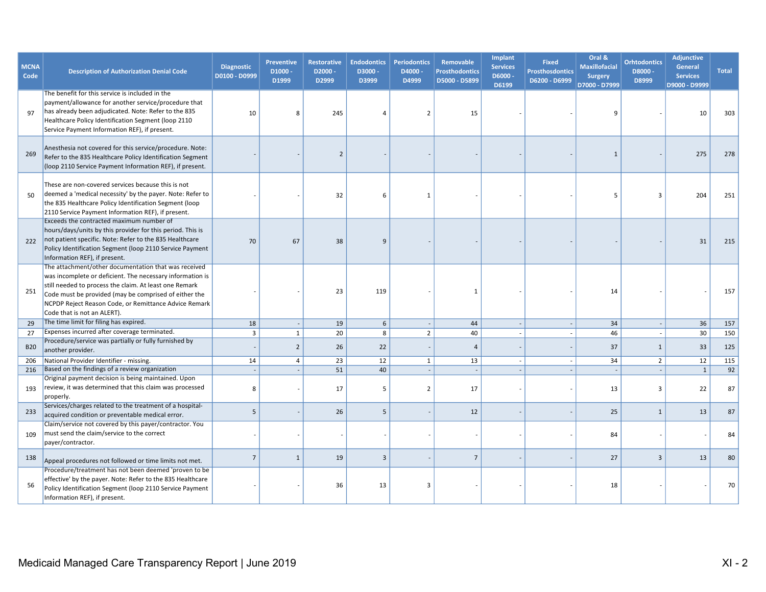| MCNA Code | Description of Authorization Denial Code | Diagnostic D0100 - D0999 | Preventive D1000 - D1999 | Restorative D2000 - D2999 | Endodontics D3000 - D3999 | Periodontics D4000 - D4999 | Removable Prosthodontics D5000 - D5899 | Implant Services D6000 - D6199 | Fixed Prosthosdontics D6200 - D6999 | Oral & Maxillofacial Surgery D7000 - D7999 | Orhtodontics D8000 - D8999 | Adjunctive General Services D9000 - D9999 | Total |
|---|---|---|---|---|---|---|---|---|---|---|---|---|---|
| 97 | The benefit for this service is included in the payment/allowance for another service/procedure that has already been adjudicated. Note: Refer to the 835 Healthcare Policy Identification Segment (loop 2110 Service Payment Information REF), if present. | 10 | 8 | 245 | 4 | 2 | 15 | - | - | 9 | - | 10 | 303 |
| 269 | Anesthesia not covered for this service/procedure. Note: Refer to the 835 Healthcare Policy Identification Segment (loop 2110 Service Payment Information REF), if present. | - | - | 2 | - | - | - | - | - | 1 | - | 275 | 278 |
| 50 | These are non-covered services because this is not deemed a 'medical necessity' by the payer. Note: Refer to the 835 Healthcare Policy Identification Segment (loop 2110 Service Payment Information REF), if present. | - | - | 32 | 6 | 1 | - | - | - | 5 | 3 | 204 | 251 |
| 222 | Exceeds the contracted maximum number of hours/days/units by this provider for this period. This is not patient specific. Note: Refer to the 835 Healthcare Policy Identification Segment (loop 2110 Service Payment Information REF), if present. | 70 | 67 | 38 | 9 | - | - | - | - | - | - | 31 | 215 |
| 251 | The attachment/other documentation that was received was incomplete or deficient. The necessary information is still needed to process the claim. At least one Remark Code must be provided (may be comprised of either the NCPDP Reject Reason Code, or Remittance Advice Remark Code that is not an ALERT). | - | - | 23 | 119 | - | 1 | - | - | 14 | - | - | 157 |
| 29 | The time limit for filing has expired. | 18 | - | 19 | 6 | - | 44 | - | - | 34 | - | 36 | 157 |
| 27 | Expenses incurred after coverage terminated. | 3 | 1 | 20 | 8 | 2 | 40 | - | - | 46 | - | 30 | 150 |
| B20 | Procedure/service was partially or fully furnished by another provider. | - | 2 | 26 | 22 | - | 4 | - | - | 37 | 1 | 33 | 125 |
| 206 | National Provider Identifier - missing. | 14 | 4 | 23 | 12 | 1 | 13 | - | - | 34 | 2 | 12 | 115 |
| 216 | Based on the findings of a review organization | - | - | 51 | 40 | - | - | - | - | - | - | 1 | 92 |
| 193 | Original payment decision is being maintained. Upon review, it was determined that this claim was processed properly. | 8 | - | 17 | 5 | 2 | 17 | - | - | 13 | 3 | 22 | 87 |
| 233 | Services/charges related to the treatment of a hospital-acquired condition or preventable medical error. | 5 | - | 26 | 5 | - | 12 | - | - | 25 | 1 | 13 | 87 |
| 109 | Claim/service not covered by this payer/contractor. You must send the claim/service to the correct payer/contractor. | - | - | - | - | - | - | - | - | 84 | - | - | 84 |
| 138 | Appeal procedures not followed or time limits not met. | 7 | 1 | 19 | 3 | - | 7 | - | - | 27 | 3 | 13 | 80 |
| 56 | Procedure/treatment has not been deemed 'proven to be effective' by the payer. Note: Refer to the 835 Healthcare Policy Identification Segment (loop 2110 Service Payment Information REF), if present. | - | - | 36 | 13 | 3 | - | - | - | 18 | - | - | 70 |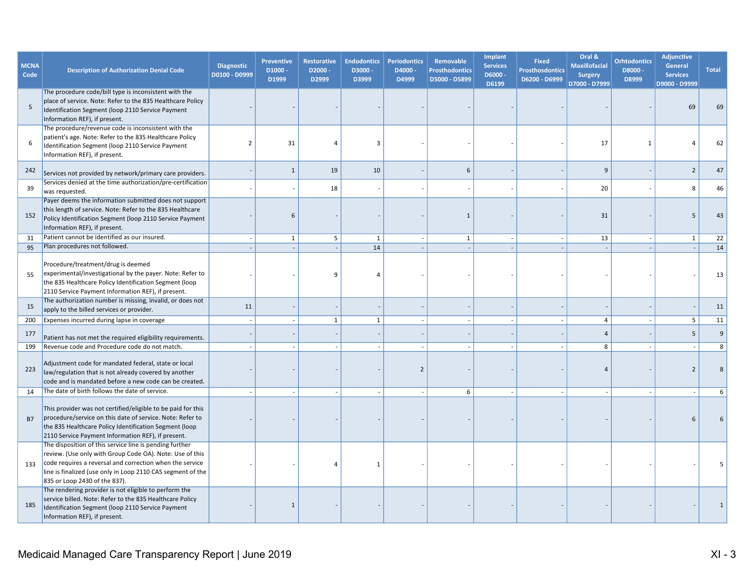| MCNA Code | Description of Authorization Denial Code | Diagnostic D0100 - D0999 | Preventive D1000 - D1999 | Restorative D2000 - D2999 | Endodontics D3000 - D3999 | Periodontics D4000 - D4999 | Removable Prosthodontics D5000 - D5899 | Implant Services D6000 - D6199 | Fixed Prosthosdontics D6200 - D6999 | Oral & Maxillofacial Surgery D7000 - D7999 | Orhtodontics D8000 - D8999 | Adjunctive General Services D9000 - D9999 | Total |
|---|---|---|---|---|---|---|---|---|---|---|---|---|---|
| 5 | The procedure code/bill type is inconsistent with the place of service. Note: Refer to the 835 Healthcare Policy Identification Segment (loop 2110 Service Payment Information REF), if present. | - | - | - | - | - | - | - | - | - | - | 69 | 69 |
| 6 | The procedure/revenue code is inconsistent with the patient's age. Note: Refer to the 835 Healthcare Policy Identification Segment (loop 2110 Service Payment Information REF), if present. | 2 | 31 | 4 | 3 | - | - | - | - | 17 | 1 | 4 | 62 |
| 242 | Services not provided by network/primary care providers. | - | 1 | 19 | 10 | - | 6 | - | - | 9 | - | 2 | 47 |
| 39 | Services denied at the time authorization/pre-certification was requested. | - | - | 18 | - | - | - | - | - | 20 | - | 8 | 46 |
| 152 | Payer deems the information submitted does not support this length of service. Note: Refer to the 835 Healthcare Policy Identification Segment (loop 2110 Service Payment Information REF), if present. | - | 6 | - | - | - | 1 | - | - | 31 | - | 5 | 43 |
| 31 | Patient cannot be identified as our insured. | - | 1 | 5 | 1 | - | 1 | - | - | 13 | - | 1 | 22 |
| 95 | Plan procedures not followed. | - | - | - | 14 | - | - | - | - | - | - | - | 14 |
| 55 | Procedure/treatment/drug is deemed experimental/investigational by the payer. Note: Refer to the 835 Healthcare Policy Identification Segment (loop 2110 Service Payment Information REF), if present. | - | - | 9 | 4 | - | - | - | - | - | - | - | 13 |
| 15 | The authorization number is missing, invalid, or does not apply to the billed services or provider. | 11 | - | - | - | - | - | - | - | - | - | - | 11 |
| 200 | Expenses incurred during lapse in coverage | - | - | 1 | 1 | - | - | - | - | 4 | - | 5 | 11 |
| 177 | Patient has not met the required eligibility requirements. | - | - | - | - | - | - | - | - | 4 | - | 5 | 9 |
| 199 | Revenue code and Procedure code do not match. | - | - | - | - | - | - | - | - | 8 | - | - | 8 |
| 223 | Adjustment code for mandated federal, state or local law/regulation that is not already covered by another code and is mandated before a new code can be created. | - | - | - | - | 2 | - | - | - | 4 | - | 2 | 8 |
| 14 | The date of birth follows the date of service. | - | - | - | - | - | 6 | - | - | - | - | - | 6 |
| B7 | This provider was not certified/eligible to be paid for this procedure/service on this date of service. Note: Refer to the 835 Healthcare Policy Identification Segment (loop 2110 Service Payment Information REF), if present. | - | - | - | - | - | - | - | - | - | - | 6 | 6 |
| 133 | The disposition of this service line is pending further review. (Use only with Group Code OA). Note: Use of this code requires a reversal and correction when the service line is finalized (use only in Loop 2110 CAS segment of the 835 or Loop 2430 of the 837). | - | - | 4 | 1 | - | - | - | - | - | - | - | 5 |
| 185 | The rendering provider is not eligible to perform the service billed. Note: Refer to the 835 Healthcare Policy Identification Segment (loop 2110 Service Payment Information REF), if present. | - | 1 | - | - | - | - | - | - | - | - | - | 1 |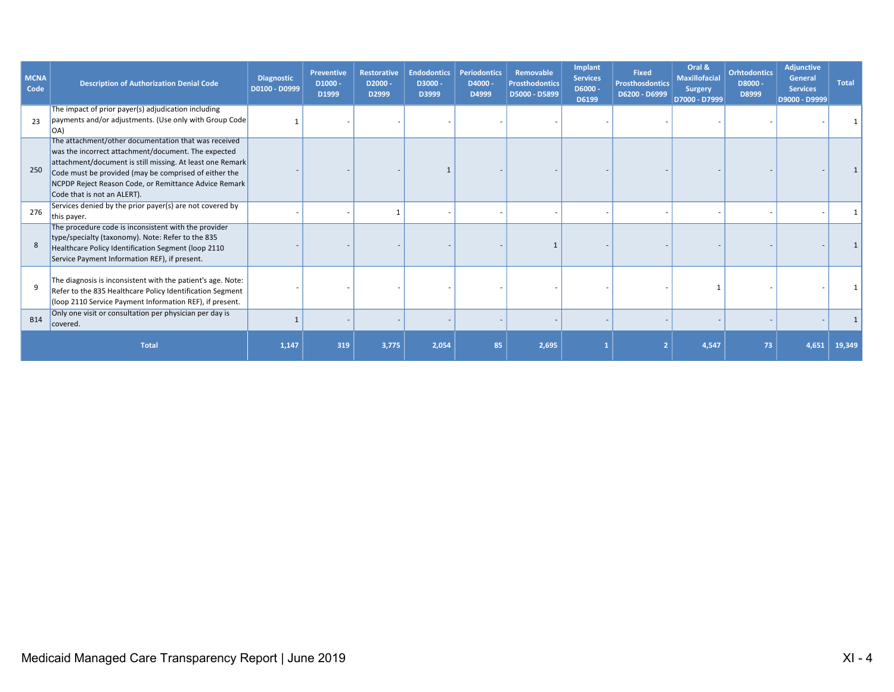| MCNA Code | Description of Authorization Denial Code | Diagnostic D0100 - D0999 | Preventive D1000 - D1999 | Restorative D2000 - D2999 | Endodontics D3000 - D3999 | Periodontics D4000 - D4999 | Removable Prosthodontics D5000 - D5899 | Implant Services D6000 - D6199 | Fixed Prosthosdontics D6200 - D6999 | Oral & Maxillofacial Surgery D7000 - D7999 | Orhtodontics D8000 - D8999 | Adjunctive General Services D9000 - D9999 | Total |
|---|---|---|---|---|---|---|---|---|---|---|---|---|---|
| 23 | The impact of prior payer(s) adjudication including payments and/or adjustments. (Use only with Group Code OA) | 1 | - | - | - | - | - | - | - | - | - | - | 1 |
| 250 | The attachment/other documentation that was received was the incorrect attachment/document. The expected attachment/document is still missing. At least one Remark Code must be provided (may be comprised of either the NCPDP Reject Reason Code, or Remittance Advice Remark Code that is not an ALERT). | - | - | - | 1 | - | - | - | - | - | - | - | 1 |
| 276 | Services denied by the prior payer(s) are not covered by this payer. | - | - | 1 | - | - | - | - | - | - | - | - | 1 |
| 8 | The procedure code is inconsistent with the provider type/specialty (taxonomy). Note: Refer to the 835 Healthcare Policy Identification Segment (loop 2110 Service Payment Information REF), if present. | - | - | - | - | - | 1 | - | - | - | - | - | 1 |
| 9 | The diagnosis is inconsistent with the patient's age. Note: Refer to the 835 Healthcare Policy Identification Segment (loop 2110 Service Payment Information REF), if present. | - | - | - | - | - | - | - | - | 1 | - | - | 1 |
| B14 | Only one visit or consultation per physician per day is covered. | 1 | - | - | - | - | - | - | - | - | - | - | 1 |
| **Total** | | **1,147** | **319** | **3,775** | **2,054** | **85** | **2,695** | **1** | **2** | **4,547** | **73** | **4,651** | **19,349** |